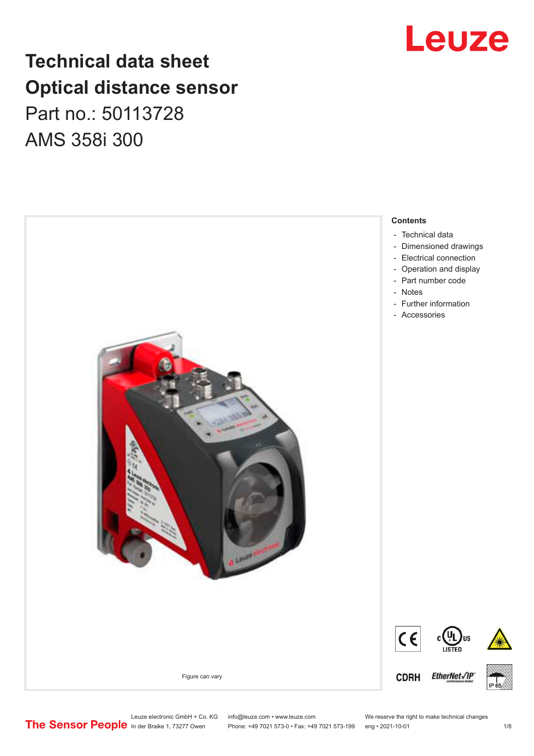# Technical data sheet
# Optical distance sensor

Part no.: 50113728

AMS 358i 300

Figure can vary

**Contents**

- Technical data
- Dimensioned drawings
- Electrical connection
- Operation and display
- Part number code
- Notes
- Further information
- Accessories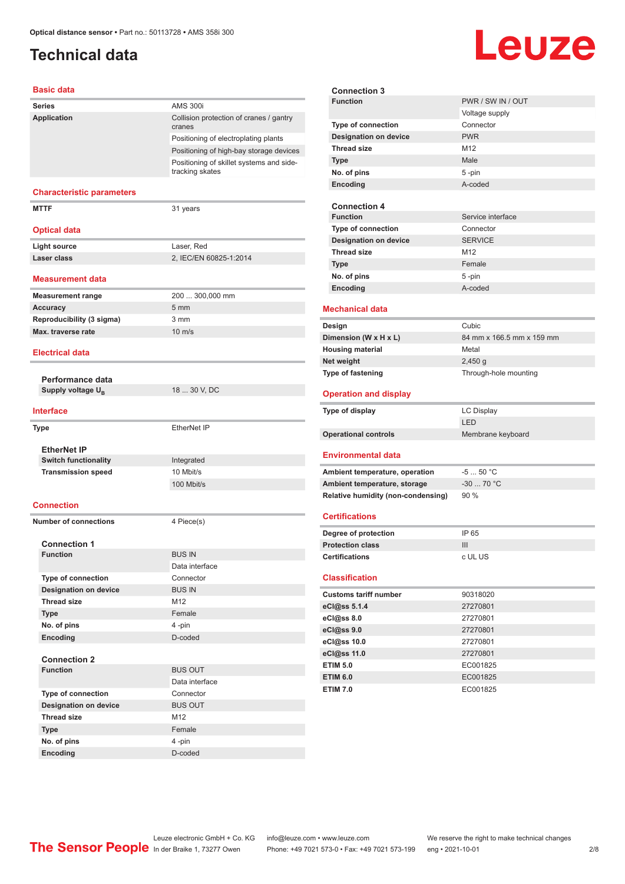# Technical data

## Basic data

| | |
|---|---|
| Series | AMS 300i |
| Application | Collision protection of cranes / gantry cranes |
| | Positioning of electroplating plants |
| | Positioning of high-bay storage devices |
| | Positioning of skillet systems and side-tracking skates |

## Characteristic parameters

| | |
|---|---|
| MTTF | 31 years |

## Optical data

| | |
|---|---|
| Light source | Laser, Red |
| Laser class | 2, IEC/EN 60825-1:2014 |

## Measurement data

| | |
|---|---|
| Measurement range | 200 ... 300,000 mm |
| Accuracy | 5 mm |
| Reproducibility (3 sigma) | 3 mm |
| Max. traverse rate | 10 m/s |

## Electrical data

### Performance data

| | |
|---|---|
| Supply voltage $U_B$ | 18 ... 30 V, DC |

## Interface

| | |
|---|---|
| Type | EtherNet IP |

### EtherNet IP

| | |
|---|---|
| Switch functionality | Integrated |
| Transmission speed | 10 Mbit/s |
| | 100 Mbit/s |

## Connection

| | |
|---|---|
| Number of connections | 4 Piece(s) |

### Connection 1

| | |
|---|---|
| Function | BUS IN |
| | Data interface |
| Type of connection | Connector |
| Designation on device | BUS IN |
| Thread size | M12 |
| Type | Female |
| No. of pins | 4 -pin |
| Encoding | D-coded |

### Connection 2

| | |
|---|---|
| Function | BUS OUT |
| | Data interface |
| Type of connection | Connector |
| Designation on device | BUS OUT |
| Thread size | M12 |
| Type | Female |
| No. of pins | 4 -pin |
| Encoding | D-coded |

### Connection 3

| | |
|---|---|
| Function | PWR / SW IN / OUT |
| | Voltage supply |
| Type of connection | Connector |
| Designation on device | PWR |
| Thread size | M12 |
| Type | Male |
| No. of pins | 5 -pin |
| Encoding | A-coded |

### Connection 4

| | |
|---|---|
| Function | Service interface |
| Type of connection | Connector |
| Designation on device | SERVICE |
| Thread size | M12 |
| Type | Female |
| No. of pins | 5 -pin |
| Encoding | A-coded |

## Mechanical data

| | |
|---|---|
| Design | Cubic |
| Dimension (W x H x L) | 84 mm x 166.5 mm x 159 mm |
| Housing material | Metal |
| Net weight | 2,450 g |
| Type of fastening | Through-hole mounting |

## Operation and display

| | |
|---|---|
| Type of display | LC Display |
| | LED |
| Operational controls | Membrane keyboard |

## Environmental data

| | |
|---|---|
| Ambient temperature, operation | -5 ... 50 °C |
| Ambient temperature, storage | -30 ... 70 °C |
| Relative humidity (non-condensing) | 90 % |

## Certifications

| | |
|---|---|
| Degree of protection | IP 65 |
| Protection class | III |
| Certifications | c UL US |

## Classification

| | |
|---|---|
| Customs tariff number | 90318020 |
| eCl@ss 5.1.4 | 27270801 |
| eCl@ss 8.0 | 27270801 |
| eCl@ss 9.0 | 27270801 |
| eCl@ss 10.0 | 27270801 |
| eCl@ss 11.0 | 27270801 |
| ETIM 5.0 | EC001825 |
| ETIM 6.0 | EC001825 |
| ETIM 7.0 | EC001825 |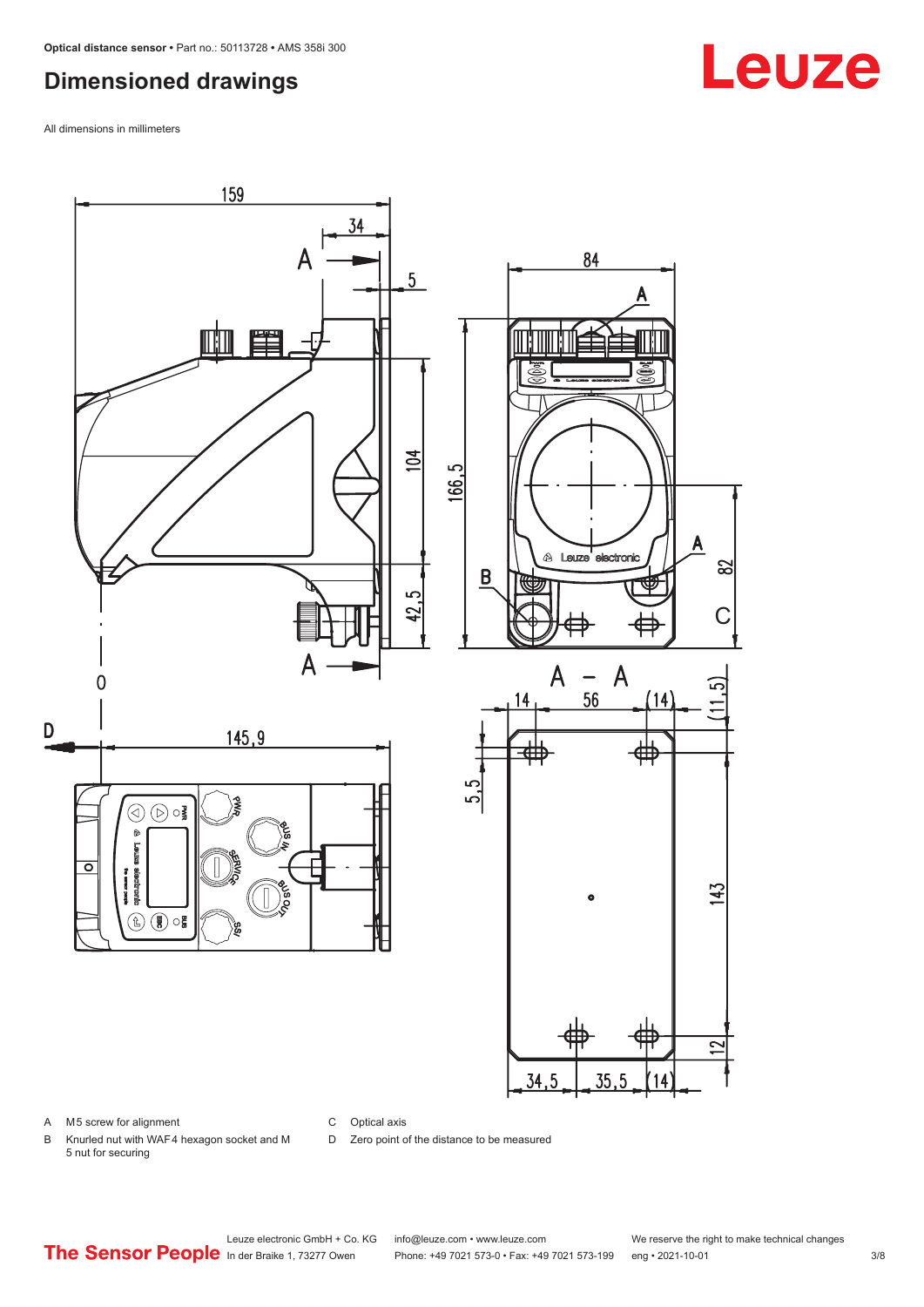## Dimensioned drawings

All dimensions in millimeters

159
34
5
104
166,5
42,5
84
82
0
145,9
14
56
(14)
(11,5)
5,5
143
12
34,5
35,5
(14)
A – A

A M5 screw for alignment

B Knurled nut with WAF4 hexagon socket and M 5 nut for securing

C Optical axis

D Zero point of the distance to be measured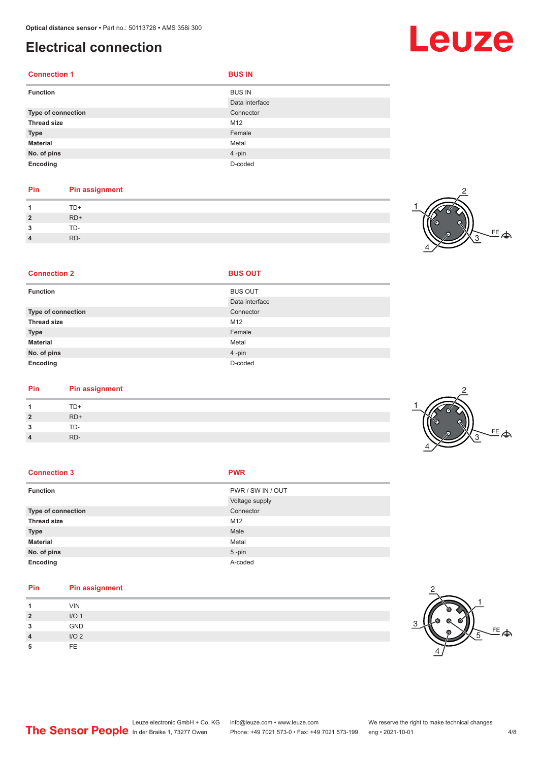# Electrical connection

## Connection 1 — BUS IN

| | |
|---|---|
| **Function** | BUS IN<br>Data interface |
| **Type of connection** | Connector |
| **Thread size** | M12 |
| **Type** | Female |
| **Material** | Metal |
| **No. of pins** | 4 -pin |
| **Encoding** | D-coded |

| Pin | Pin assignment |
|---|---|
| **1** | TD+ |
| **2** | RD+ |
| **3** | TD- |
| **4** | RD- |

1
2
3
4
FE

## Connection 2 — BUS OUT

| | |
|---|---|
| **Function** | BUS OUT<br>Data interface |
| **Type of connection** | Connector |
| **Thread size** | M12 |
| **Type** | Female |
| **Material** | Metal |
| **No. of pins** | 4 -pin |
| **Encoding** | D-coded |

| Pin | Pin assignment |
|---|---|
| **1** | TD+ |
| **2** | RD+ |
| **3** | TD- |
| **4** | RD- |

1
2
3
4
FE

## Connection 3 — PWR

| | |
|---|---|
| **Function** | PWR / SW IN / OUT<br>Voltage supply |
| **Type of connection** | Connector |
| **Thread size** | M12 |
| **Type** | Male |
| **Material** | Metal |
| **No. of pins** | 5 -pin |
| **Encoding** | A-coded |

| Pin | Pin assignment |
|---|---|
| **1** | VIN |
| **2** | I/O 1 |
| **3** | GND |
| **4** | I/O 2 |
| **5** | FE |

1
2
3
4
5
FE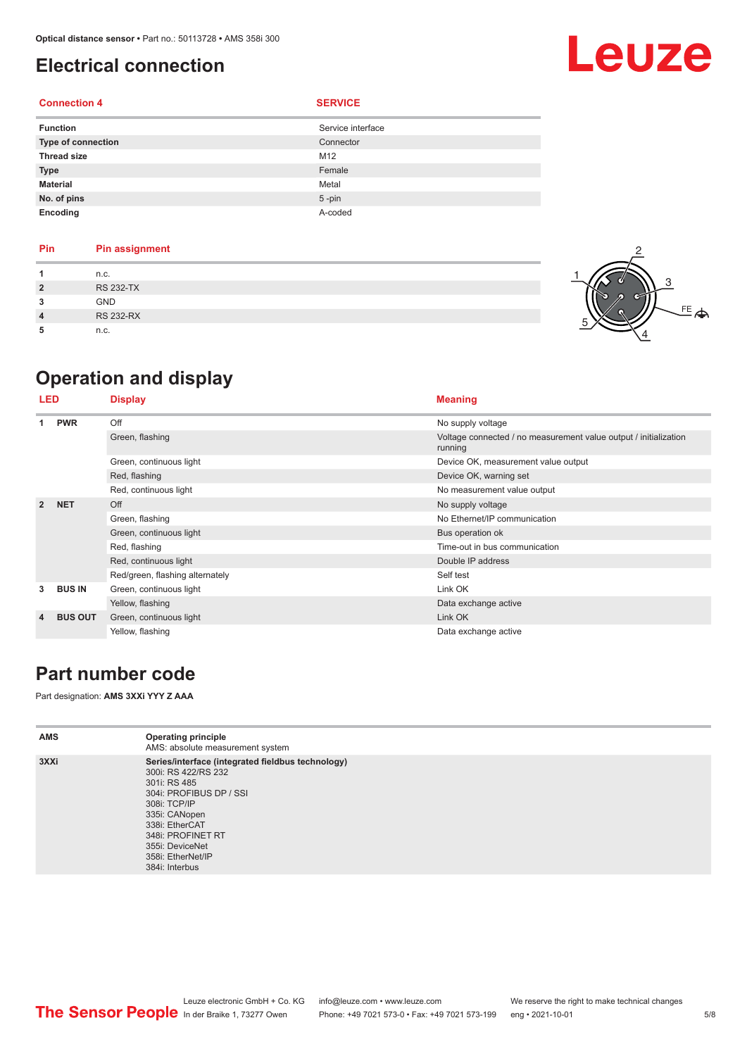# Electrical connection

| Connection 4 | SERVICE |
|---|---|
| **Function** | Service interface |
| **Type of connection** | Connector |
| **Thread size** | M12 |
| **Type** | Female |
| **Material** | Metal |
| **No. of pins** | 5 -pin |
| **Encoding** | A-coded |

| Pin | Pin assignment |
|---|---|
| **1** | n.c. |
| **2** | RS 232-TX |
| **3** | GND |
| **4** | RS 232-RX |
| **5** | n.c. |

2
1
3
FE
5
4

# Operation and display

| LED | | Display | Meaning |
|---|---|---|---|
| **1** | **PWR** | Off | No supply voltage |
| | | Green, flashing | Voltage connected / no measurement value output / initialization running |
| | | Green, continuous light | Device OK, measurement value output |
| | | Red, flashing | Device OK, warning set |
| | | Red, continuous light | No measurement value output |
| **2** | **NET** | Off | No supply voltage |
| | | Green, flashing | No Ethernet/IP communication |
| | | Green, continuous light | Bus operation ok |
| | | Red, flashing | Time-out in bus communication |
| | | Red, continuous light | Double IP address |
| | | Red/green, flashing alternately | Self test |
| **3** | **BUS IN** | Green, continuous light | Link OK |
| | | Yellow, flashing | Data exchange active |
| **4** | **BUS OUT** | Green, continuous light | Link OK |
| | | Yellow, flashing | Data exchange active |

# Part number code

Part designation: **AMS 3XXi YYY Z AAA**

| | |
|---|---|
| **AMS** | **Operating principle**<br>AMS: absolute measurement system |
| **3XXi** | **Series/interface (integrated fieldbus technology)**<br>300i: RS 422/RS 232<br>301i: RS 485<br>304i: PROFIBUS DP / SSI<br>308i: TCP/IP<br>335i: CANopen<br>338i: EtherCAT<br>348i: PROFINET RT<br>355i: DeviceNet<br>358i: EtherNet/IP<br>384i: Interbus |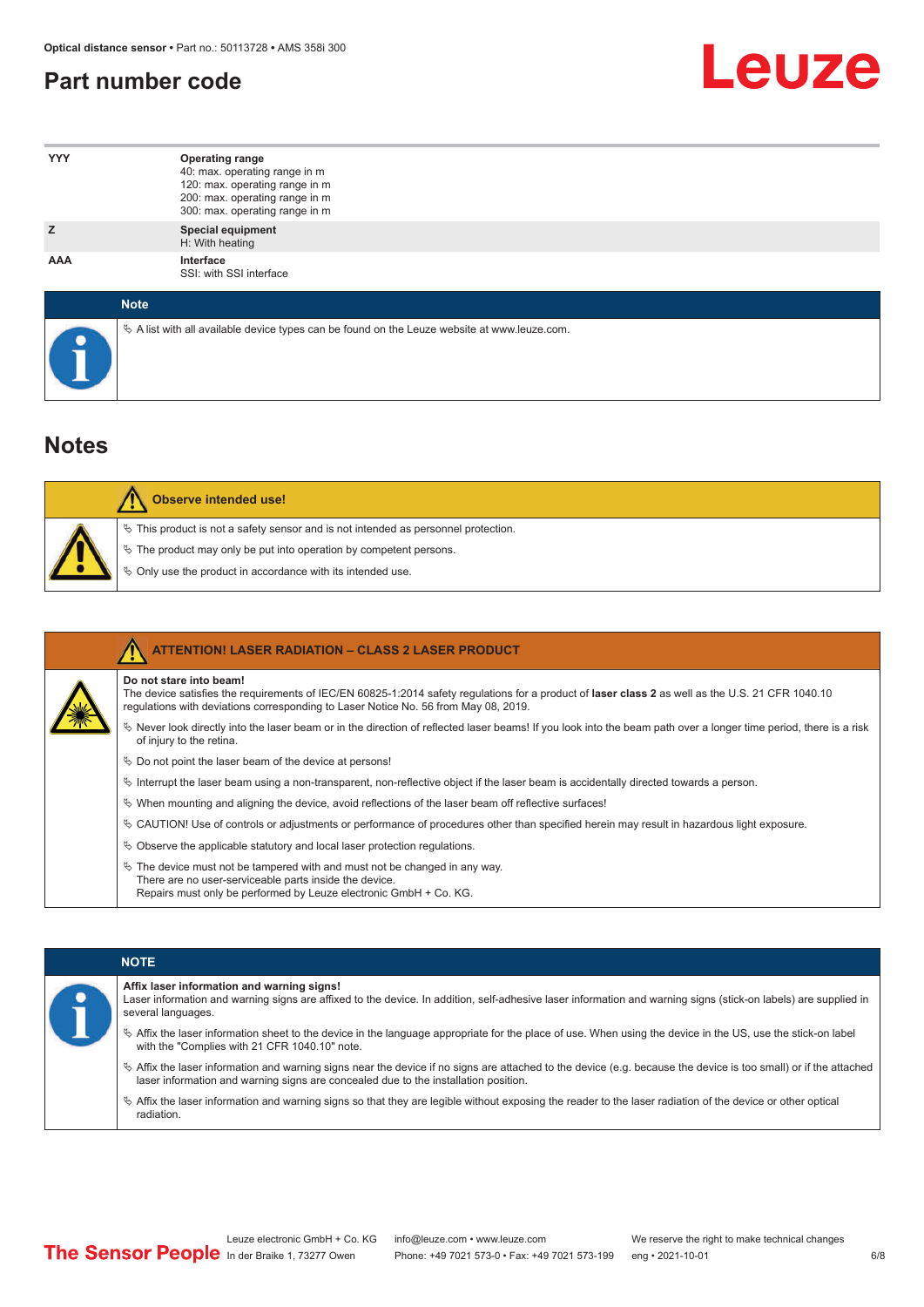## Part number code

| | |
|---|---|
| YYY | **Operating range**<br>40: max. operating range in m<br>120: max. operating range in m<br>200: max. operating range in m<br>300: max. operating range in m |
| Z | **Special equipment**<br>H: With heating |
| AAA | **Interface**<br>SSI: with SSI interface |

**Note**

- A list with all available device types can be found on the Leuze website at www.leuze.com.

## Notes

**Observe intended use!**

- This product is not a safety sensor and is not intended as personnel protection.
- The product may only be put into operation by competent persons.
- Only use the product in accordance with its intended use.

**ATTENTION! LASER RADIATION – CLASS 2 LASER PRODUCT**

**Do not stare into beam!**
The device satisfies the requirements of IEC/EN 60825-1:2014 safety regulations for a product of **laser class 2** as well as the U.S. 21 CFR 1040.10 regulations with deviations corresponding to Laser Notice No. 56 from May 08, 2019.

- Never look directly into the laser beam or in the direction of reflected laser beams! If you look into the beam path over a longer time period, there is a risk of injury to the retina.
- Do not point the laser beam of the device at persons!
- Interrupt the laser beam using a non-transparent, non-reflective object if the laser beam is accidentally directed towards a person.
- When mounting and aligning the device, avoid reflections of the laser beam off reflective surfaces!
- CAUTION! Use of controls or adjustments or performance of procedures other than specified herein may result in hazardous light exposure.
- Observe the applicable statutory and local laser protection regulations.
- The device must not be tampered with and must not be changed in any way.
  There are no user-serviceable parts inside the device.
  Repairs must only be performed by Leuze electronic GmbH + Co. KG.

**NOTE**

**Affix laser information and warning signs!**
Laser information and warning signs are affixed to the device. In addition, self-adhesive laser information and warning signs (stick-on labels) are supplied in several languages.

- Affix the laser information sheet to the device in the language appropriate for the place of use. When using the device in the US, use the stick-on label with the "Complies with 21 CFR 1040.10" note.
- Affix the laser information and warning signs near the device if no signs are attached to the device (e.g. because the device is too small) or if the attached laser information and warning signs are concealed due to the installation position.
- Affix the laser information and warning signs so that they are legible without exposing the reader to the laser radiation of the device or other optical radiation.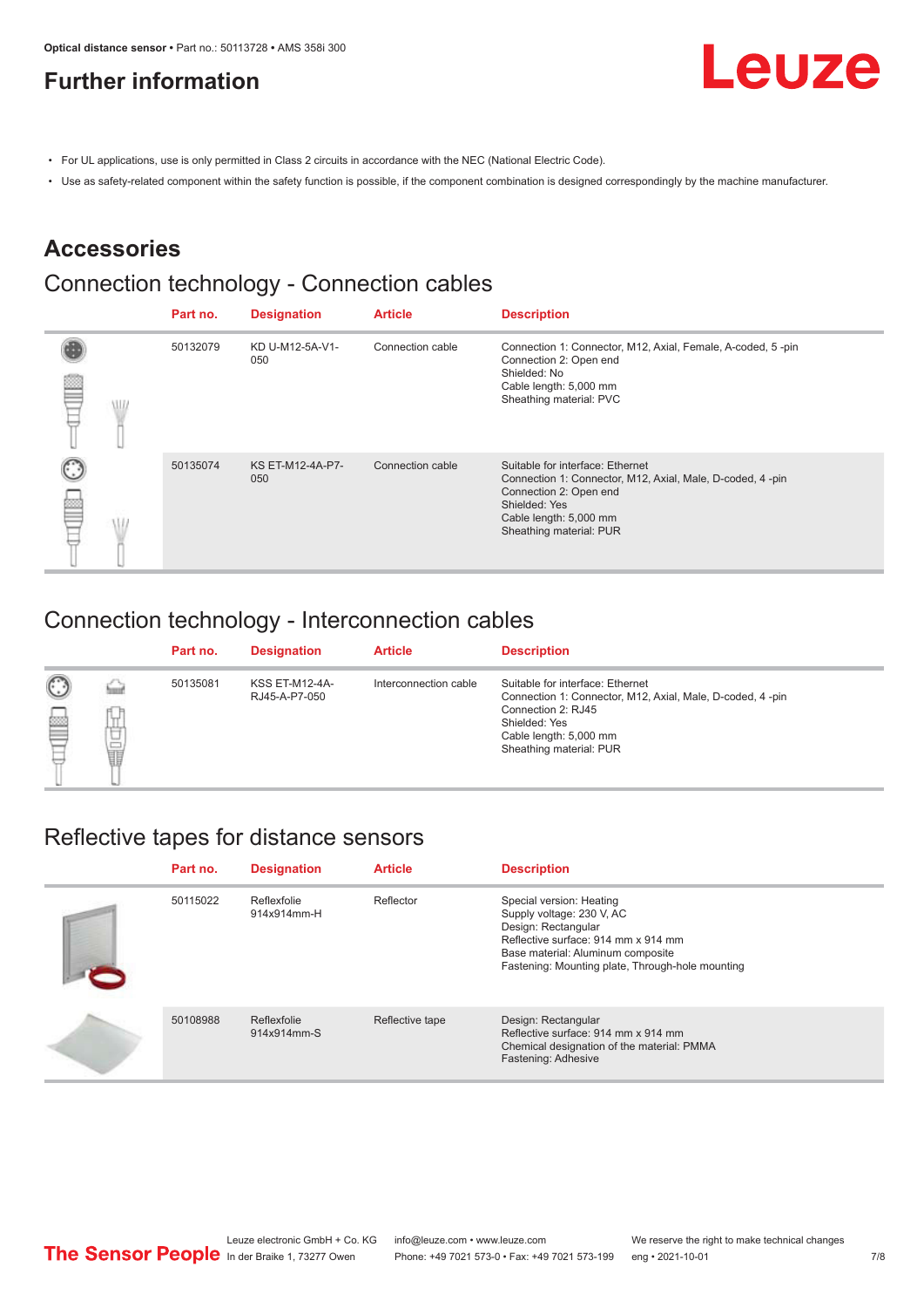## Further information

- For UL applications, use is only permitted in Class 2 circuits in accordance with the NEC (National Electric Code).
- Use as safety-related component within the safety function is possible, if the component combination is designed correspondingly by the machine manufacturer.

# Accessories

## Connection technology - Connection cables

| Part no. | Designation | Article | Description |
|---|---|---|---|
| 50132079 | KD U-M12-5A-V1-050 | Connection cable | Connection 1: Connector, M12, Axial, Female, A-coded, 5 -pin<br>Connection 2: Open end<br>Shielded: No<br>Cable length: 5,000 mm<br>Sheathing material: PVC |
| 50135074 | KS ET-M12-4A-P7-050 | Connection cable | Suitable for interface: Ethernet<br>Connection 1: Connector, M12, Axial, Male, D-coded, 4 -pin<br>Connection 2: Open end<br>Shielded: Yes<br>Cable length: 5,000 mm<br>Sheathing material: PUR |

## Connection technology - Interconnection cables

| Part no. | Designation | Article | Description |
|---|---|---|---|
| 50135081 | KSS ET-M12-4A-RJ45-A-P7-050 | Interconnection cable | Suitable for interface: Ethernet<br>Connection 1: Connector, M12, Axial, Male, D-coded, 4 -pin<br>Connection 2: RJ45<br>Shielded: Yes<br>Cable length: 5,000 mm<br>Sheathing material: PUR |

## Reflective tapes for distance sensors

| Part no. | Designation | Article | Description |
|---|---|---|---|
| 50115022 | Reflexfolie 914x914mm-H | Reflector | Special version: Heating<br>Supply voltage: 230 V, AC<br>Design: Rectangular<br>Reflective surface: 914 mm x 914 mm<br>Base material: Aluminum composite<br>Fastening: Mounting plate, Through-hole mounting |
| 50108988 | Reflexfolie 914x914mm-S | Reflective tape | Design: Rectangular<br>Reflective surface: 914 mm x 914 mm<br>Chemical designation of the material: PMMA<br>Fastening: Adhesive |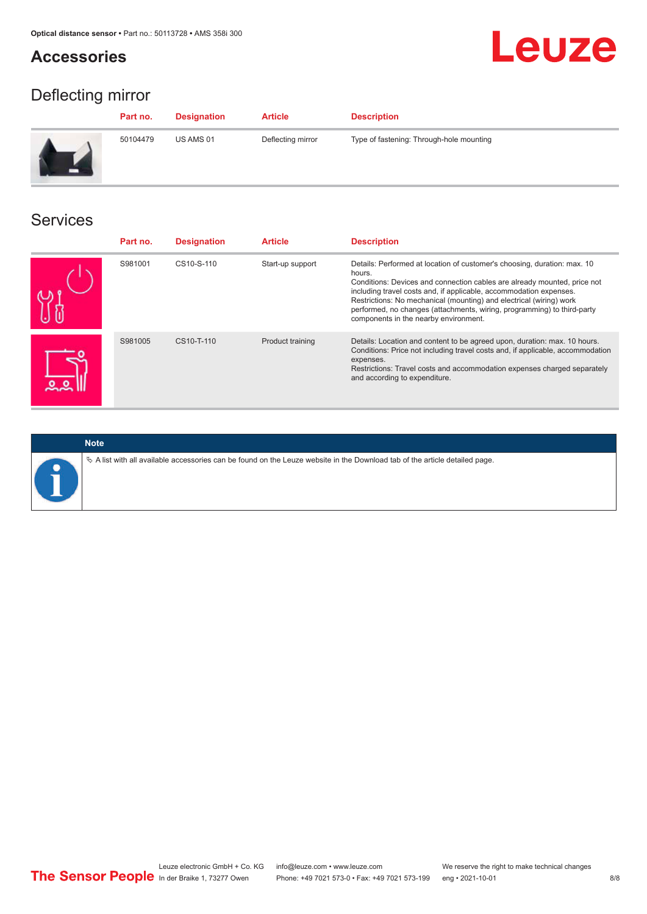## Accessories

### Deflecting mirror

| | Part no. | Designation | Article | Description |
|---|---|---|---|---|
| | 50104479 | US AMS 01 | Deflecting mirror | Type of fastening: Through-hole mounting |

### Services

| | Part no. | Designation | Article | Description |
|---|---|---|---|---|
| | S981001 | CS10-S-110 | Start-up support | Details: Performed at location of customer's choosing, duration: max. 10 hours.<br>Conditions: Devices and connection cables are already mounted, price not including travel costs and, if applicable, accommodation expenses.<br>Restrictions: No mechanical (mounting) and electrical (wiring) work performed, no changes (attachments, wiring, programming) to third-party components in the nearby environment. |
| | S981005 | CS10-T-110 | Product training | Details: Location and content to be agreed upon, duration: max. 10 hours.<br>Conditions: Price not including travel costs and, if applicable, accommodation expenses.<br>Restrictions: Travel costs and accommodation expenses charged separately and according to expenditure. |

**Note**

↳ A list with all available accessories can be found on the Leuze website in the Download tab of the article detailed page.